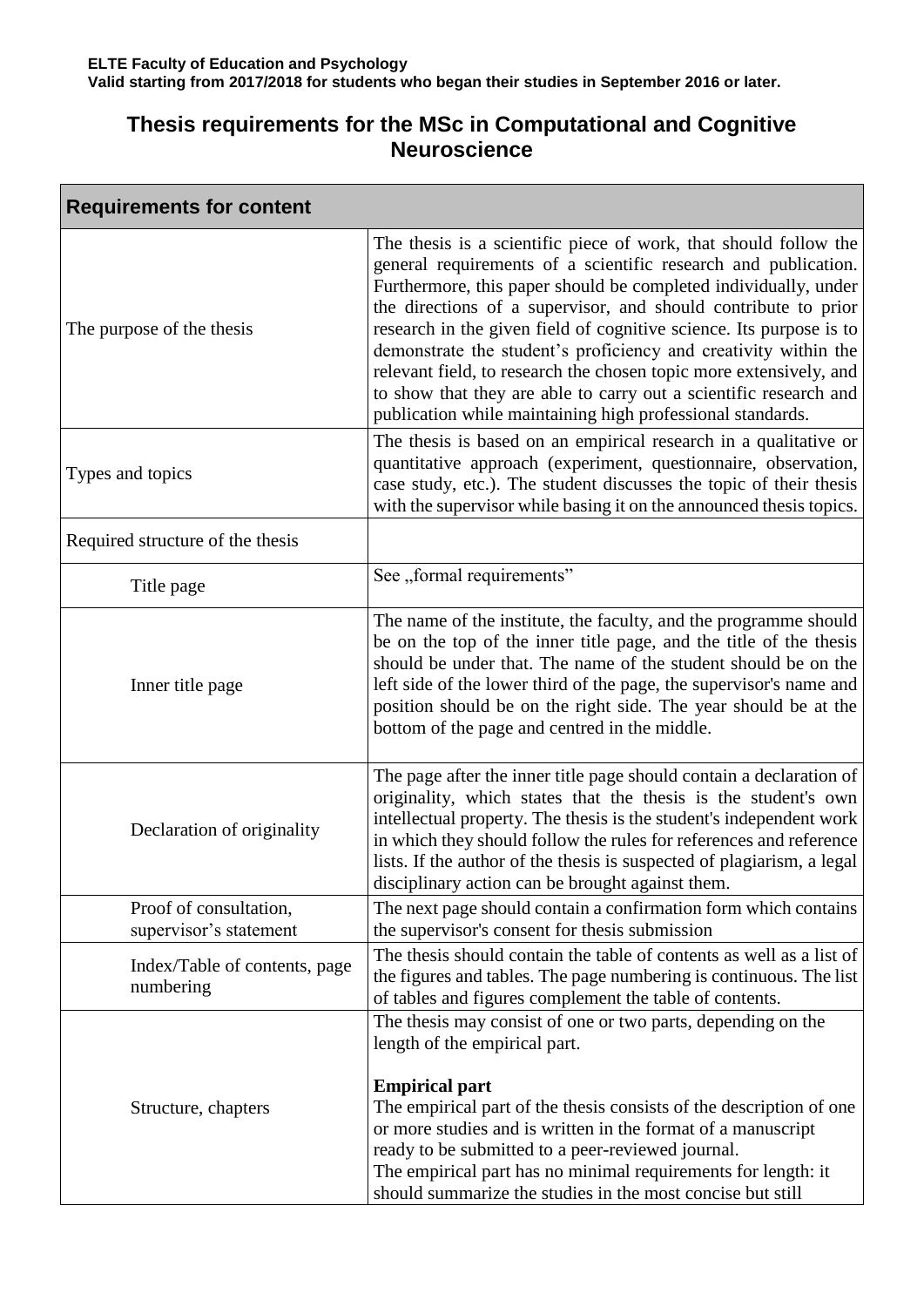**ELTE Faculty of Education and Psychology**
**Valid starting from 2017/2018 for students who began their studies in September 2016 or later.**

# Thesis requirements for the MSc in Computational and Cognitive Neuroscience

| Requirements for content | |
|---|---|
| The purpose of the thesis | The thesis is a scientific piece of work, that should follow the general requirements of a scientific research and publication. Furthermore, this paper should be completed individually, under the directions of a supervisor, and should contribute to prior research in the given field of cognitive science. Its purpose is to demonstrate the student's proficiency and creativity within the relevant field, to research the chosen topic more extensively, and to show that they are able to carry out a scientific research and publication while maintaining high professional standards. |
| Types and topics | The thesis is based on an empirical research in a qualitative or quantitative approach (experiment, questionnaire, observation, case study, etc.). The student discusses the topic of their thesis with the supervisor while basing it on the announced thesis topics. |
| Required structure of the thesis | |
| Title page | See „formal requirements" |
| Inner title page | The name of the institute, the faculty, and the programme should be on the top of the inner title page, and the title of the thesis should be under that. The name of the student should be on the left side of the lower third of the page, the supervisor's name and position should be on the right side. The year should be at the bottom of the page and centred in the middle. |
| Declaration of originality | The page after the inner title page should contain a declaration of originality, which states that the thesis is the student's own intellectual property. The thesis is the student's independent work in which they should follow the rules for references and reference lists. If the author of the thesis is suspected of plagiarism, a legal disciplinary action can be brought against them. |
| Proof of consultation, supervisor's statement | The next page should contain a confirmation form which contains the supervisor's consent for thesis submission |
| Index/Table of contents, page numbering | The thesis should contain the table of contents as well as a list of the figures and tables. The page numbering is continuous. The list of tables and figures complement the table of contents. |
| Structure, chapters | The thesis may consist of one or two parts, depending on the length of the empirical part.<br><br>**Empirical part**<br>The empirical part of the thesis consists of the description of one or more studies and is written in the format of a manuscript ready to be submitted to a peer-reviewed journal.<br>The empirical part has no minimal requirements for length: it should summarize the studies in the most concise but still |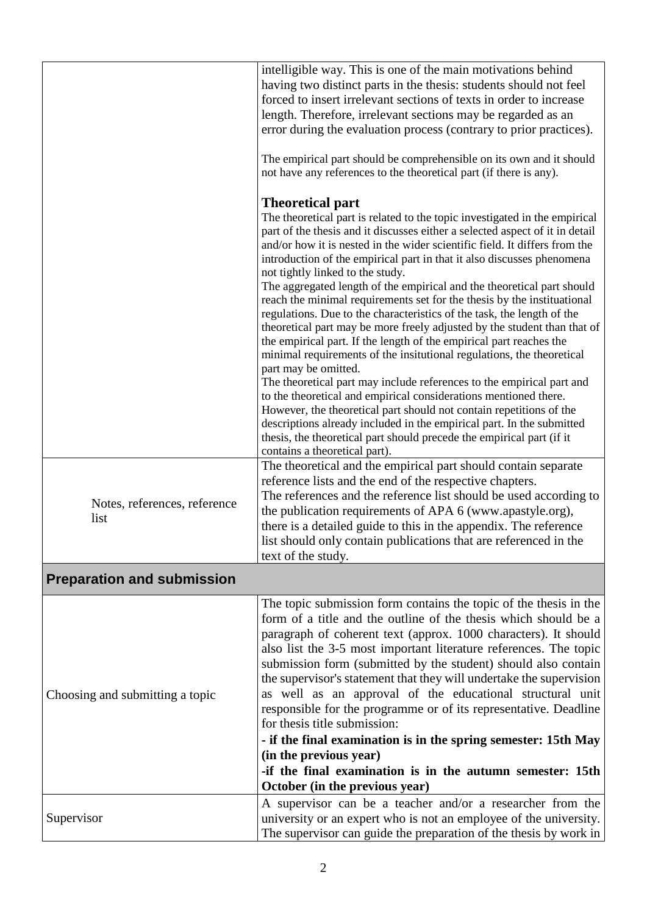| | |
|---|---|
| | intelligible way. This is one of the main motivations behind having two distinct parts in the thesis: students should not feel forced to insert irrelevant sections of texts in order to increase length. Therefore, irrelevant sections may be regarded as an error during the evaluation process (contrary to prior practices).<br><br>The empirical part should be comprehensible on its own and it should not have any references to the theoretical part (if there is any).<br><br>**Theoretical part**<br>The theoretical part is related to the topic investigated in the empirical part of the thesis and it discusses either a selected aspect of it in detail and/or how it is nested in the wider scientific field. It differs from the introduction of the empirical part in that it also discusses phenomena not tightly linked to the study.<br>The aggregated length of the empirical and the theoretical part should reach the minimal requirements set for the thesis by the instituational regulations. Due to the characteristics of the task, the length of the theoretical part may be more freely adjusted by the student than that of the empirical part. If the length of the empirical part reaches the minimal requirements of the insitutional regulations, the theoretical part may be omitted.<br>The theoretical part may include references to the empirical part and to the theoretical and empirical considerations mentioned there. However, the theoretical part should not contain repetitions of the descriptions already included in the empirical part. In the submitted thesis, the theoretical part should precede the empirical part (if it contains a theoretical part). |
| Notes, references, reference list | The theoretical and the empirical part should contain separate reference lists and the end of the respective chapters.<br>The references and the reference list should be used according to the publication requirements of APA 6 (www.apastyle.org), there is a detailed guide to this in the appendix. The reference list should only contain publications that are referenced in the text of the study. |
| **Preparation and submission** | |
| Choosing and submitting a topic | The topic submission form contains the topic of the thesis in the form of a title and the outline of the thesis which should be a paragraph of coherent text (approx. 1000 characters). It should also list the 3-5 most important literature references. The topic submission form (submitted by the student) should also contain the supervisor's statement that they will undertake the supervision as well as an approval of the educational structural unit responsible for the programme or of its representative. Deadline for thesis title submission:<br>**- if the final examination is in the spring semester: 15th May (in the previous year)**<br>**-if the final examination is in the autumn semester: 15th October (in the previous year)** |
| Supervisor | A supervisor can be a teacher and/or a researcher from the university or an expert who is not an employee of the university. The supervisor can guide the preparation of the thesis by work in |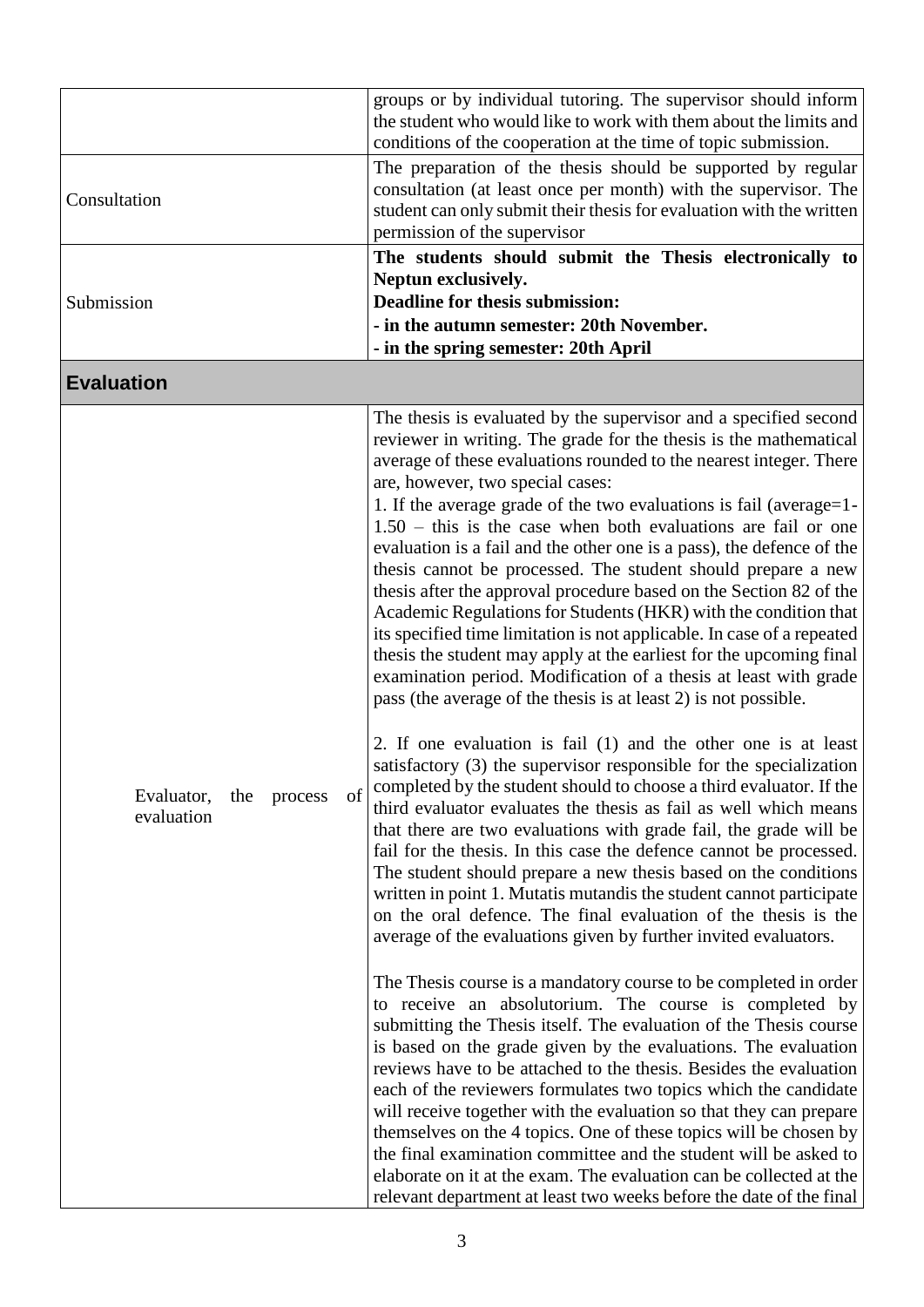| | |
|---|---|
| | groups or by individual tutoring. The supervisor should inform the student who would like to work with them about the limits and conditions of the cooperation at the time of topic submission. |
| Consultation | The preparation of the thesis should be supported by regular consultation (at least once per month) with the supervisor. The student can only submit their thesis for evaluation with the written permission of the supervisor |
| Submission | **The students should submit the Thesis electronically to Neptun exclusively.**<br>**Deadline for thesis submission:**<br>**- in the autumn semester: 20th November.**<br>**- in the spring semester: 20th April** |
| **Evaluation** | |
| Evaluator, the process of evaluation | The thesis is evaluated by the supervisor and a specified second reviewer in writing. The grade for the thesis is the mathematical average of these evaluations rounded to the nearest integer. There are, however, two special cases:<br>1. If the average grade of the two evaluations is fail (average=1-1.50 – this is the case when both evaluations are fail or one evaluation is a fail and the other one is a pass), the defence of the thesis cannot be processed. The student should prepare a new thesis after the approval procedure based on the Section 82 of the Academic Regulations for Students (HKR) with the condition that its specified time limitation is not applicable. In case of a repeated thesis the student may apply at the earliest for the upcoming final examination period. Modification of a thesis at least with grade pass (the average of the thesis is at least 2) is not possible.<br><br>2. If one evaluation is fail (1) and the other one is at least satisfactory (3) the supervisor responsible for the specialization completed by the student should to choose a third evaluator. If the third evaluator evaluates the thesis as fail as well which means that there are two evaluations with grade fail, the grade will be fail for the thesis. In this case the defence cannot be processed. The student should prepare a new thesis based on the conditions written in point 1. Mutatis mutandis the student cannot participate on the oral defence. The final evaluation of the thesis is the average of the evaluations given by further invited evaluators.<br><br>The Thesis course is a mandatory course to be completed in order to receive an absolutorium. The course is completed by submitting the Thesis itself. The evaluation of the Thesis course is based on the grade given by the evaluations. The evaluation reviews have to be attached to the thesis. Besides the evaluation each of the reviewers formulates two topics which the candidate will receive together with the evaluation so that they can prepare themselves on the 4 topics. One of these topics will be chosen by the final examination committee and the student will be asked to elaborate on it at the exam. The evaluation can be collected at the relevant department at least two weeks before the date of the final |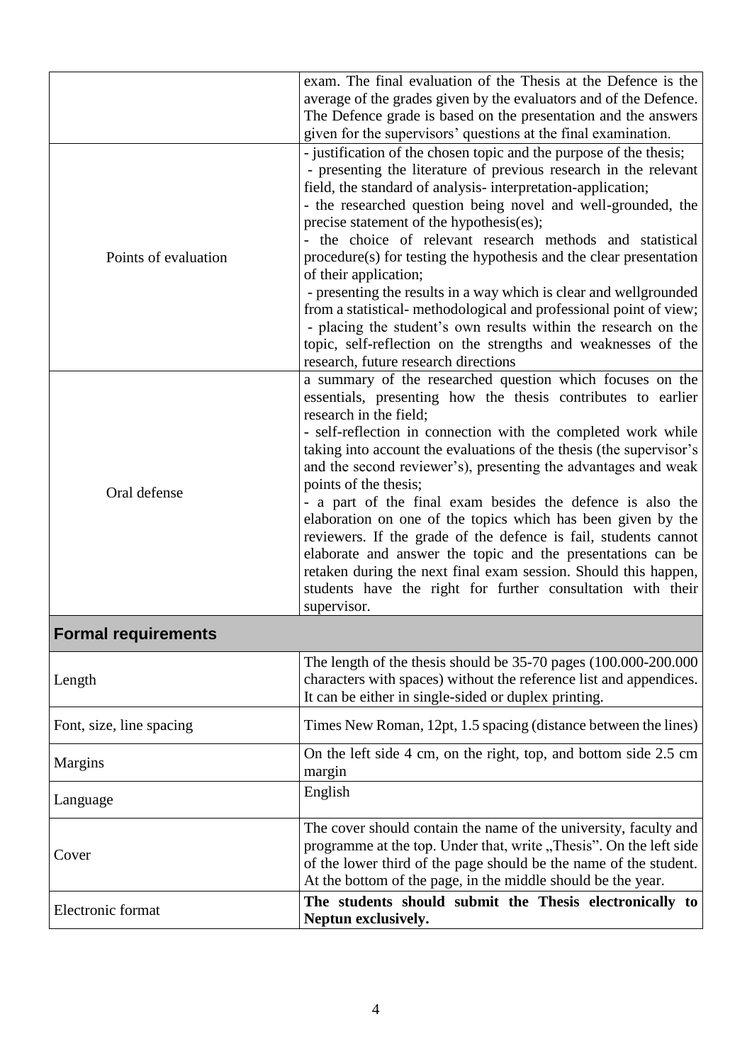| | |
|---|---|
| | exam. The final evaluation of the Thesis at the Defence is the average of the grades given by the evaluators and of the Defence. The Defence grade is based on the presentation and the answers given for the supervisors' questions at the final examination. |
| Points of evaluation | - justification of the chosen topic and the purpose of the thesis;<br>- presenting the literature of previous research in the relevant field, the standard of analysis- interpretation-application;<br>- the researched question being novel and well-grounded, the precise statement of the hypothesis(es);<br>- the choice of relevant research methods and statistical procedure(s) for testing the hypothesis and the clear presentation of their application;<br>- presenting the results in a way which is clear and wellgrounded from a statistical- methodological and professional point of view;<br>- placing the student's own results within the research on the topic, self-reflection on the strengths and weaknesses of the research, future research directions |
| Oral defense | a summary of the researched question which focuses on the essentials, presenting how the thesis contributes to earlier research in the field;<br>- self-reflection in connection with the completed work while taking into account the evaluations of the thesis (the supervisor's and the second reviewer's), presenting the advantages and weak points of the thesis;<br>- a part of the final exam besides the defence is also the elaboration on one of the topics which has been given by the reviewers. If the grade of the defence is fail, students cannot elaborate and answer the topic and the presentations can be retaken during the next final exam session. Should this happen, students have the right for further consultation with their supervisor. |
| **Formal requirements** | |
| Length | The length of the thesis should be 35-70 pages (100.000-200.000 characters with spaces) without the reference list and appendices. It can be either in single-sided or duplex printing. |
| Font, size, line spacing | Times New Roman, 12pt, 1.5 spacing (distance between the lines) |
| Margins | On the left side 4 cm, on the right, top, and bottom side 2.5 cm margin |
| Language | English |
| Cover | The cover should contain the name of the university, faculty and programme at the top. Under that, write „Thesis". On the left side of the lower third of the page should be the name of the student. At the bottom of the page, in the middle should be the year. |
| Electronic format | **The students should submit the Thesis electronically to Neptun exclusively.** |